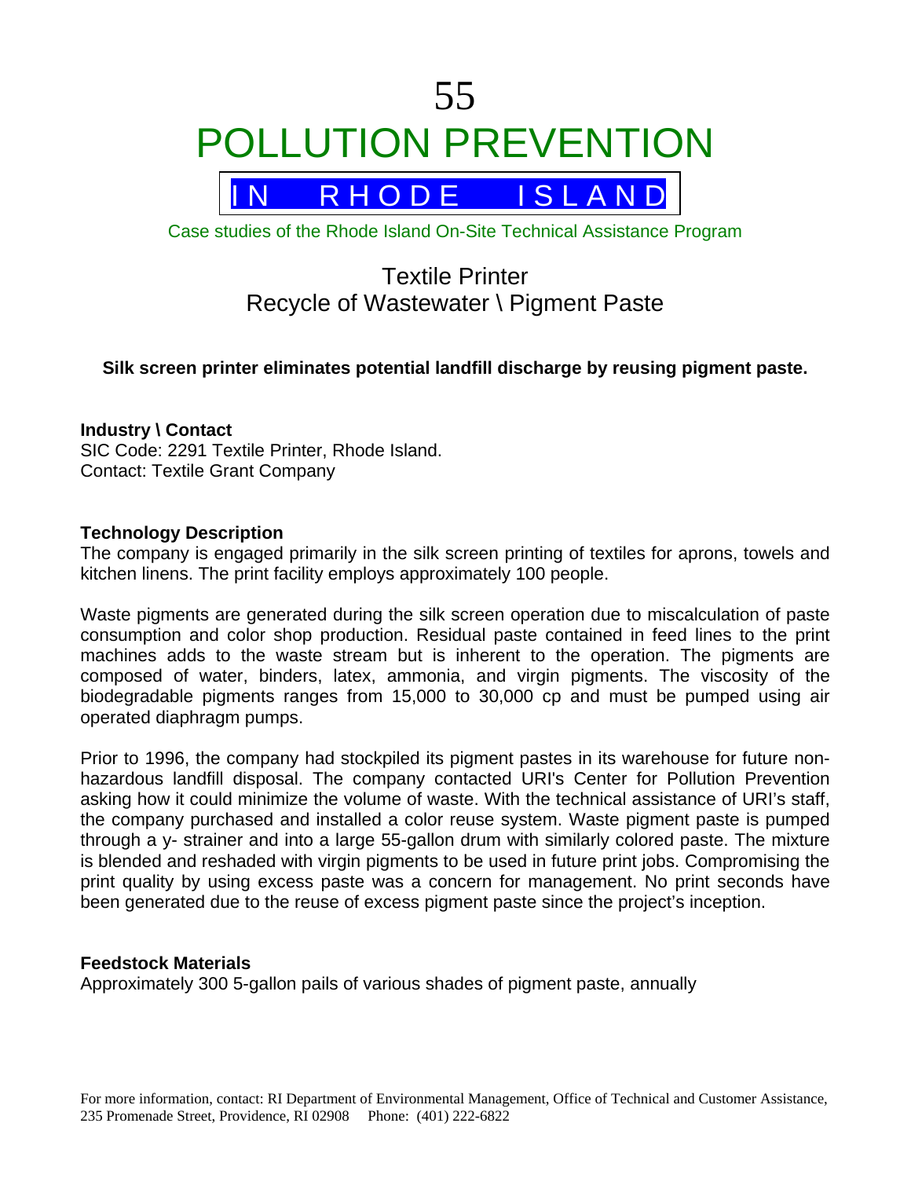# 55
# POLLUTION PREVENTION

## IN RHODE ISLAND

Case studies of the Rhode Island On-Site Technical Assistance Program

## Textile Printer
## Recycle of Wastewater \ Pigment Paste

**Silk screen printer eliminates potential landfill discharge by reusing pigment paste.**

**Industry \ Contact**
SIC Code: 2291 Textile Printer, Rhode Island.
Contact: Textile Grant Company

**Technology Description**
The company is engaged primarily in the silk screen printing of textiles for aprons, towels and kitchen linens. The print facility employs approximately 100 people.

Waste pigments are generated during the silk screen operation due to miscalculation of paste consumption and color shop production. Residual paste contained in feed lines to the print machines adds to the waste stream but is inherent to the operation. The pigments are composed of water, binders, latex, ammonia, and virgin pigments. The viscosity of the biodegradable pigments ranges from 15,000 to 30,000 cp and must be pumped using air operated diaphragm pumps.

Prior to 1996, the company had stockpiled its pigment pastes in its warehouse for future non-hazardous landfill disposal. The company contacted URI's Center for Pollution Prevention asking how it could minimize the volume of waste. With the technical assistance of URI's staff, the company purchased and installed a color reuse system. Waste pigment paste is pumped through a y- strainer and into a large 55-gallon drum with similarly colored paste. The mixture is blended and reshaded with virgin pigments to be used in future print jobs. Compromising the print quality by using excess paste was a concern for management. No print seconds have been generated due to the reuse of excess pigment paste since the project's inception.

**Feedstock Materials**
Approximately 300 5-gallon pails of various shades of pigment paste, annually

For more information, contact: RI Department of Environmental Management, Office of Technical and Customer Assistance, 235 Promenade Street, Providence, RI 02908 Phone: (401) 222-6822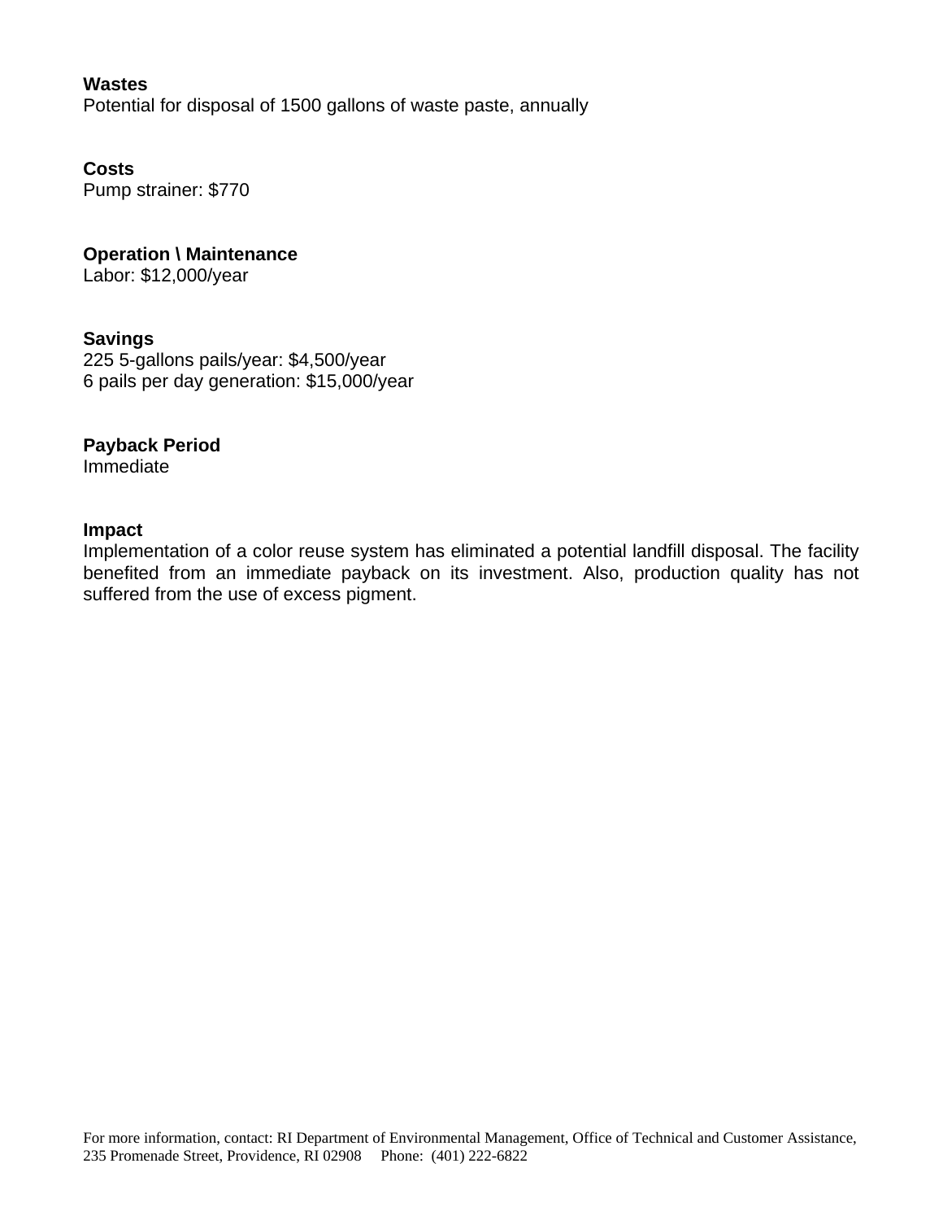**Wastes**
Potential for disposal of 1500 gallons of waste paste, annually

**Costs**
Pump strainer: $770

**Operation \ Maintenance**
Labor: $12,000/year

**Savings**
225 5-gallons pails/year: $4,500/year
6 pails per day generation: $15,000/year

**Payback Period**
Immediate

**Impact**
Implementation of a color reuse system has eliminated a potential landfill disposal. The facility benefited from an immediate payback on its investment. Also, production quality has not suffered from the use of excess pigment.

For more information, contact: RI Department of Environmental Management, Office of Technical and Customer Assistance, 235 Promenade Street, Providence, RI 02908 Phone: (401) 222-6822